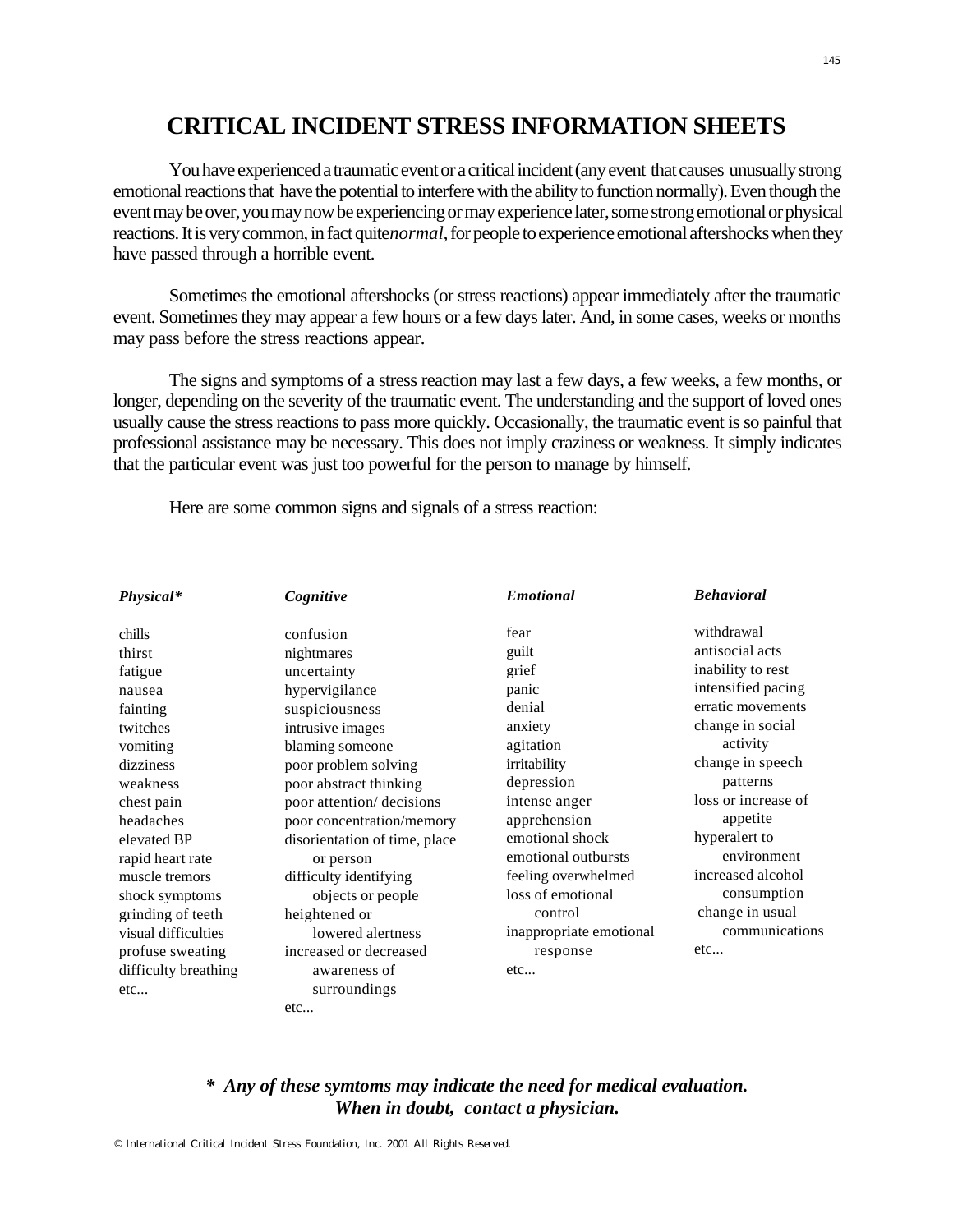# CRITICAL INCIDENT STRESS INFORMATION SHEETS

You have experienced a traumatic event or a critical incident (any event that causes unusually strong emotional reactions that have the potential to interfere with the ability to function normally). Even though the event may be over, you may now be experiencing or may experience later, some strong emotional or physical reactions. It is very common, in fact quite *normal*, for people to experience emotional aftershocks when they have passed through a horrible event.

Sometimes the emotional aftershocks (or stress reactions) appear immediately after the traumatic event. Sometimes they may appear a few hours or a few days later. And, in some cases, weeks or months may pass before the stress reactions appear.

The signs and symptoms of a stress reaction may last a few days, a few weeks, a few months, or longer, depending on the severity of the traumatic event. The understanding and the support of loved ones usually cause the stress reactions to pass more quickly. Occasionally, the traumatic event is so painful that professional assistance may be necessary. This does not imply craziness or weakness. It simply indicates that the particular event was just too powerful for the person to manage by himself.

Here are some common signs and signals of a stress reaction:

| ***Physical**** | ***Cognitive*** | ***Emotional*** | ***Behavioral*** |
|---|---|---|---|
| chills | confusion | fear | withdrawal |
| thirst | nightmares | guilt | antisocial acts |
| fatigue | uncertainty | grief | inability to rest |
| nausea | hypervigilance | panic | intensified pacing |
| fainting | suspiciousness | denial | erratic movements |
| twitches | intrusive images | anxiety | change in social activity |
| vomiting | blaming someone | agitation | change in speech patterns |
| dizziness | poor problem solving | irritability | loss or increase of appetite |
| weakness | poor abstract thinking | depression | hyperalert to environment |
| chest pain | poor attention/ decisions | intense anger | increased alcohol consumption |
| headaches | poor concentration/memory | apprehension | change in usual communications |
| elevated BP | disorientation of time, place or person | emotional shock | etc... |
| rapid heart rate | difficulty identifying objects or people | emotional outbursts | |
| muscle tremors | heightened or lowered alertness | feeling overwhelmed | |
| shock symptoms | increased or decreased awareness of surroundings | loss of emotional control | |
| grinding of teeth | etc... | inappropriate emotional response | |
| visual difficulties | | etc... | |
| profuse sweating | | | |
| difficulty breathing | | | |
| etc... | | | |

***\* Any of these symtoms may indicate the need for medical evaluation. When in doubt, contact a physician.***

© International Critical Incident Stress Foundation, Inc. 2001 All Rights Reserved.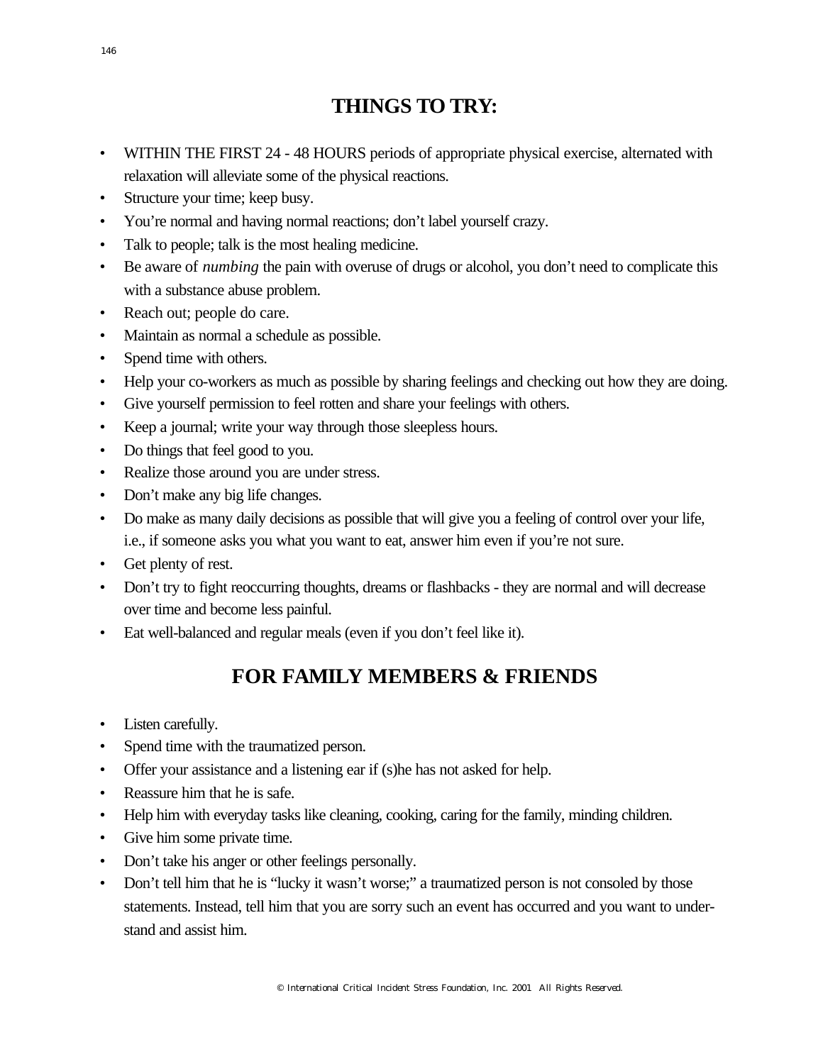## THINGS TO TRY:

- WITHIN THE FIRST 24 - 48 HOURS periods of appropriate physical exercise, alternated with relaxation will alleviate some of the physical reactions.
- Structure your time; keep busy.
- You're normal and having normal reactions; don't label yourself crazy.
- Talk to people; talk is the most healing medicine.
- Be aware of *numbing* the pain with overuse of drugs or alcohol, you don't need to complicate this with a substance abuse problem.
- Reach out; people do care.
- Maintain as normal a schedule as possible.
- Spend time with others.
- Help your co-workers as much as possible by sharing feelings and checking out how they are doing.
- Give yourself permission to feel rotten and share your feelings with others.
- Keep a journal; write your way through those sleepless hours.
- Do things that feel good to you.
- Realize those around you are under stress.
- Don't make any big life changes.
- Do make as many daily decisions as possible that will give you a feeling of control over your life, i.e., if someone asks you what you want to eat, answer him even if you're not sure.
- Get plenty of rest.
- Don't try to fight reoccurring thoughts, dreams or flashbacks - they are normal and will decrease over time and become less painful.
- Eat well-balanced and regular meals (even if you don't feel like it).

## FOR FAMILY MEMBERS & FRIENDS

- Listen carefully.
- Spend time with the traumatized person.
- Offer your assistance and a listening ear if (s)he has not asked for help.
- Reassure him that he is safe.
- Help him with everyday tasks like cleaning, cooking, caring for the family, minding children.
- Give him some private time.
- Don't take his anger or other feelings personally.
- Don't tell him that he is "lucky it wasn't worse;" a traumatized person is not consoled by those statements. Instead, tell him that you are sorry such an event has occurred and you want to understand and assist him.

© International Critical Incident Stress Foundation, Inc. 2001 All Rights Reserved.